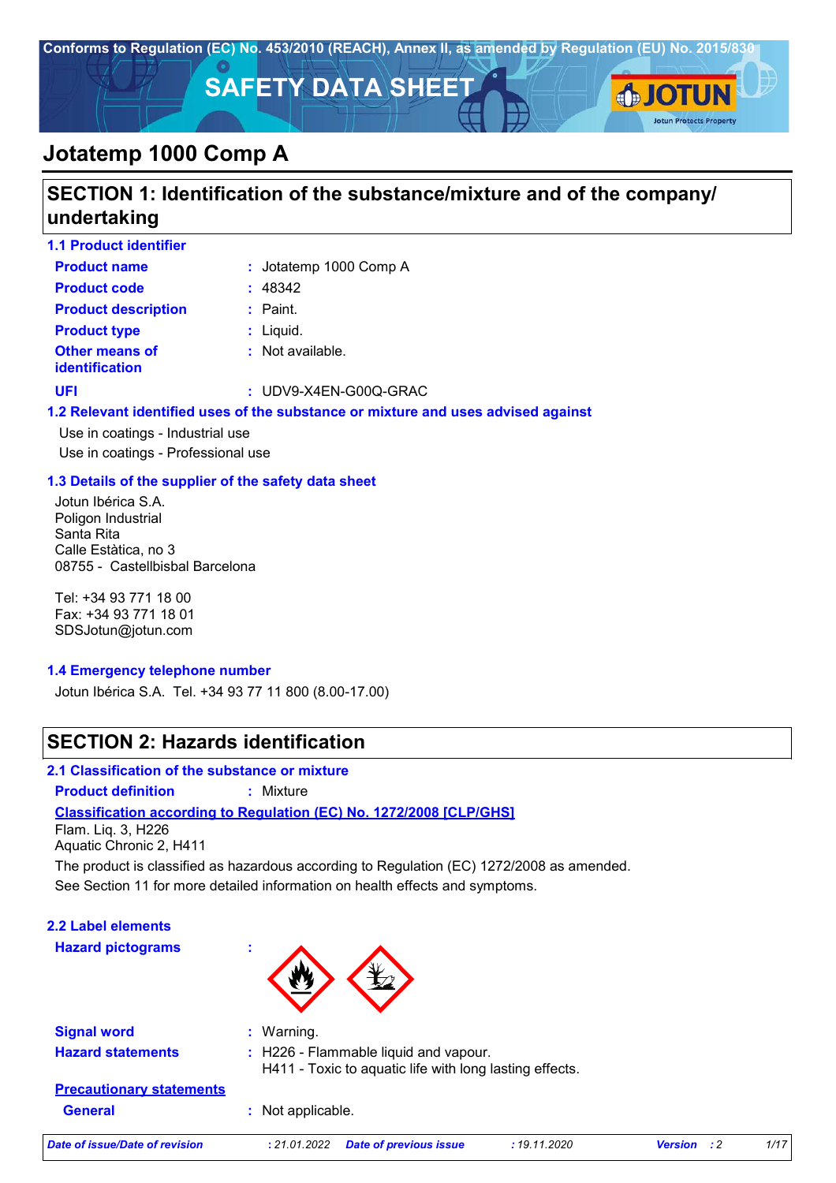Conforms to Regulation (EC) No. 453/2010 (REACH), Annex II, as amended by Regulation (EU) No. 2015/830

# SAFETY DATA SHEET

# Jotatemp 1000 Comp A

## SECTION 1: Identification of the substance/mixture and of the company/ undertaking

### 1.1 Product identifier

**Product name** : Jotatemp 1000 Comp A

**Product code** : 48342

**Product description** : Paint.

**Product type** : Liquid.

**Other means of identification** : Not available.

**UFI** : UDV9-X4EN-G00Q-GRAC

### 1.2 Relevant identified uses of the substance or mixture and uses advised against

Use in coatings - Industrial use

Use in coatings - Professional use

### 1.3 Details of the supplier of the safety data sheet

Jotun Ibérica S.A.
Poligon Industrial
Santa Rita
Calle Estàtica, no 3
08755 - Castellbisbal Barcelona

Tel: +34 93 771 18 00
Fax: +34 93 771 18 01
SDSJotun@jotun.com

### 1.4 Emergency telephone number

Jotun Ibérica S.A. Tel. +34 93 77 11 800 (8.00-17.00)

## SECTION 2: Hazards identification

### 2.1 Classification of the substance or mixture

**Product definition** : Mixture

**Classification according to Regulation (EC) No. 1272/2008 [CLP/GHS]**

Flam. Liq. 3, H226
Aquatic Chronic 2, H411

The product is classified as hazardous according to Regulation (EC) 1272/2008 as amended.

See Section 11 for more detailed information on health effects and symptoms.

### 2.2 Label elements

**Hazard pictograms** :

**Signal word** : Warning.

**Hazard statements** : H226 - Flammable liquid and vapour.
H411 - Toxic to aquatic life with long lasting effects.

**Precautionary statements**

**General** : Not applicable.

*Date of issue/Date of revision* : 21.01.2022 *Date of previous issue* : 19.11.2020 *Version* : 2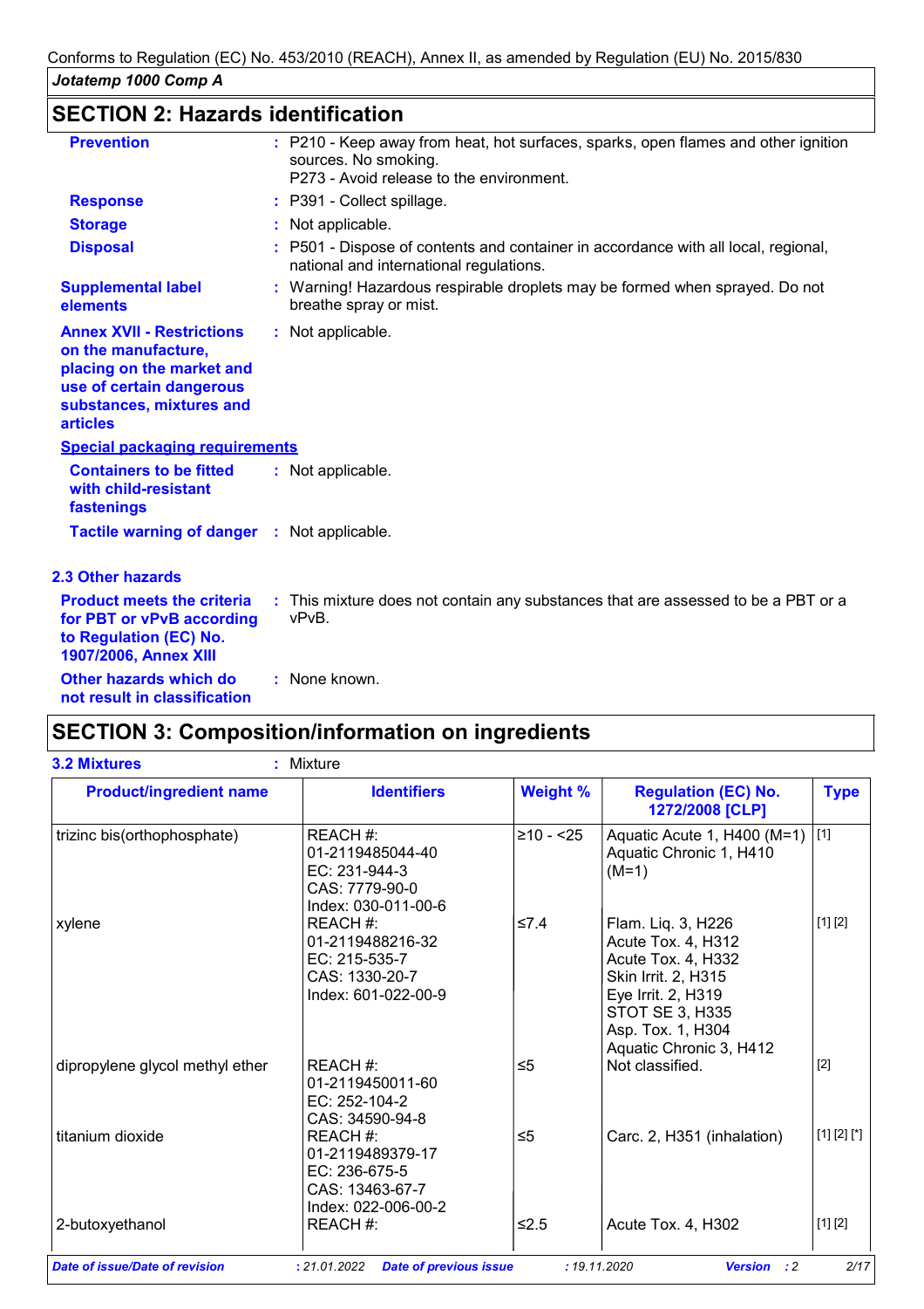## SECTION 2: Hazards identification

**Prevention** : P210 - Keep away from heat, hot surfaces, sparks, open flames and other ignition sources. No smoking.
P273 - Avoid release to the environment.

**Response** : P391 - Collect spillage.

**Storage** : Not applicable.

**Disposal** : P501 - Dispose of contents and container in accordance with all local, regional, national and international regulations.

**Supplemental label elements** : Warning! Hazardous respirable droplets may be formed when sprayed. Do not breathe spray or mist.

**Annex XVII - Restrictions on the manufacture, placing on the market and use of certain dangerous substances, mixtures and articles** : Not applicable.

**Special packaging requirements**

**Containers to be fitted with child-resistant fastenings** : Not applicable.

**Tactile warning of danger** : Not applicable.

### 2.3 Other hazards

**Product meets the criteria for PBT or vPvB according to Regulation (EC) No. 1907/2006, Annex XIII** : This mixture does not contain any substances that are assessed to be a PBT or a vPvB.

**Other hazards which do not result in classification** : None known.

## SECTION 3: Composition/information on ingredients

**3.2 Mixtures** : Mixture

| Product/ingredient name | Identifiers | Weight % | Regulation (EC) No. 1272/2008 [CLP] | Type |
|---|---|---|---|---|
| trizinc bis(orthophosphate) | REACH #: 01-2119485044-40<br>EC: 231-944-3<br>CAS: 7779-90-0<br>Index: 030-011-00-6 | ≥10 - <25 | Aquatic Acute 1, H400 (M=1)<br>Aquatic Chronic 1, H410 (M=1) | [1] |
| xylene | REACH #: 01-2119488216-32<br>EC: 215-535-7<br>CAS: 1330-20-7<br>Index: 601-022-00-9 | ≤7.4 | Flam. Liq. 3, H226<br>Acute Tox. 4, H312<br>Acute Tox. 4, H332<br>Skin Irrit. 2, H315<br>Eye Irrit. 2, H319<br>STOT SE 3, H335<br>Asp. Tox. 1, H304<br>Aquatic Chronic 3, H412 | [1] [2] |
| dipropylene glycol methyl ether | REACH #: 01-2119450011-60<br>EC: 252-104-2<br>CAS: 34590-94-8 | ≤5 | Not classified. | [2] |
| titanium dioxide | REACH #: 01-2119489379-17<br>EC: 236-675-5<br>CAS: 13463-67-7<br>Index: 022-006-00-2 | ≤5 | Carc. 2, H351 (inhalation) | [1] [2] [*] |
| 2-butoxyethanol | REACH #: | ≤2.5 | Acute Tox. 4, H302 | [1] [2] |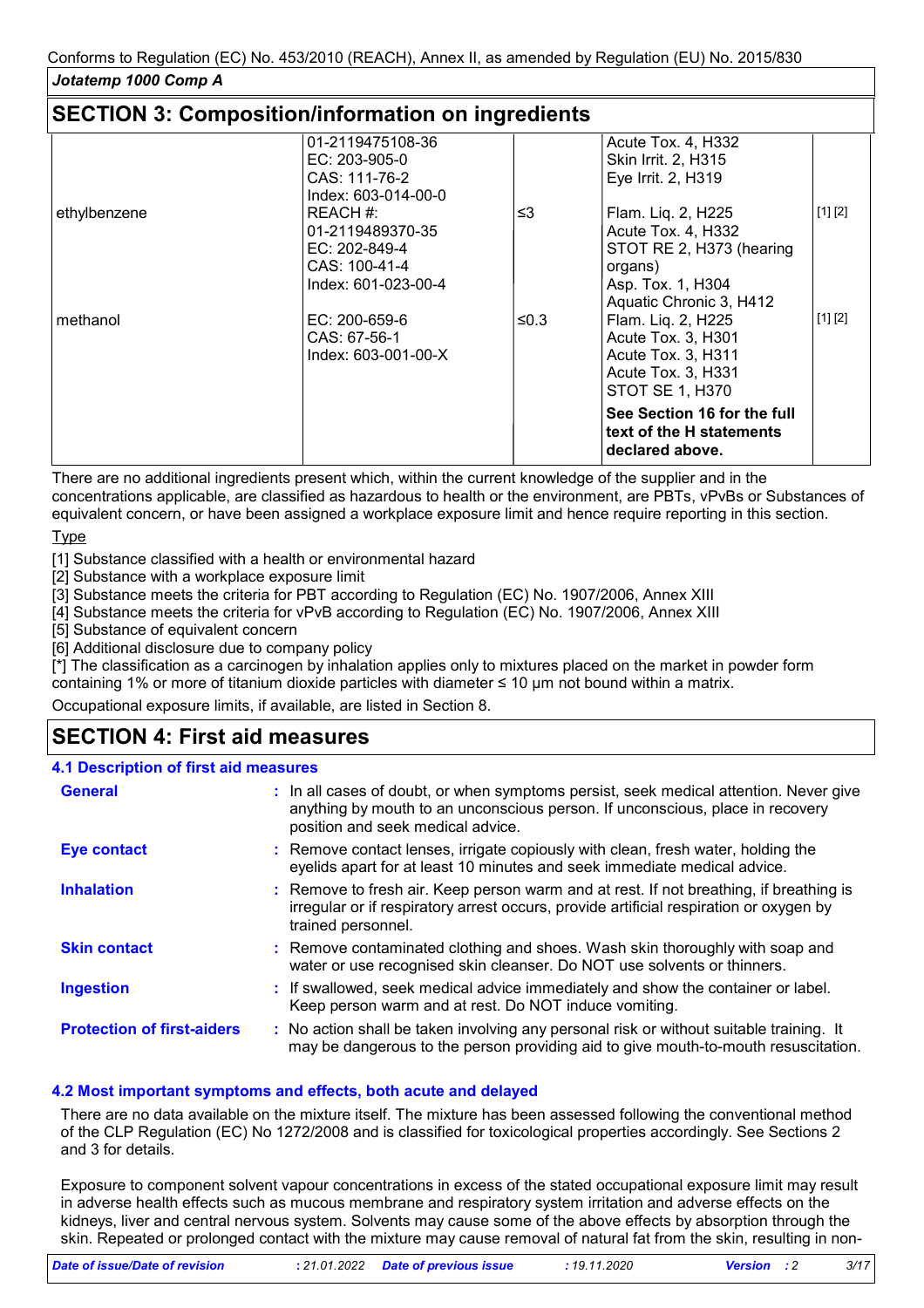## SECTION 3: Composition/information on ingredients

| | | | | |
|---|---|---|---|---|
| | 01-2119475108-36<br>EC: 203-905-0<br>CAS: 111-76-2<br>Index: 603-014-00-0 | | Acute Tox. 4, H332<br>Skin Irrit. 2, H315<br>Eye Irrit. 2, H319 | |
| ethylbenzene | REACH #:<br>01-2119489370-35<br>EC: 202-849-4<br>CAS: 100-41-4<br>Index: 601-023-00-4 | ≤3 | Flam. Liq. 2, H225<br>Acute Tox. 4, H332<br>STOT RE 2, H373 (hearing organs)<br>Asp. Tox. 1, H304<br>Aquatic Chronic 3, H412 | [1] [2] |
| methanol | EC: 200-659-6<br>CAS: 67-56-1<br>Index: 603-001-00-X | ≤0.3 | Flam. Liq. 2, H225<br>Acute Tox. 3, H301<br>Acute Tox. 3, H311<br>Acute Tox. 3, H331<br>STOT SE 1, H370 | [1] [2] |
| | | | **See Section 16 for the full text of the H statements declared above.** | |

There are no additional ingredients present which, within the current knowledge of the supplier and in the concentrations applicable, are classified as hazardous to health or the environment, are PBTs, vPvBs or Substances of equivalent concern, or have been assigned a workplace exposure limit and hence require reporting in this section.

Type

[1] Substance classified with a health or environmental hazard
[2] Substance with a workplace exposure limit
[3] Substance meets the criteria for PBT according to Regulation (EC) No. 1907/2006, Annex XIII
[4] Substance meets the criteria for vPvB according to Regulation (EC) No. 1907/2006, Annex XIII
[5] Substance of equivalent concern
[6] Additional disclosure due to company policy
[*] The classification as a carcinogen by inhalation applies only to mixtures placed on the market in powder form containing 1% or more of titanium dioxide particles with diameter ≤ 10 μm not bound within a matrix.

Occupational exposure limits, if available, are listed in Section 8.

## SECTION 4: First aid measures

### 4.1 Description of first aid measures

**General** : In all cases of doubt, or when symptoms persist, seek medical attention. Never give anything by mouth to an unconscious person. If unconscious, place in recovery position and seek medical advice.

**Eye contact** : Remove contact lenses, irrigate copiously with clean, fresh water, holding the eyelids apart for at least 10 minutes and seek immediate medical advice.

**Inhalation** : Remove to fresh air. Keep person warm and at rest. If not breathing, if breathing is irregular or if respiratory arrest occurs, provide artificial respiration or oxygen by trained personnel.

**Skin contact** : Remove contaminated clothing and shoes. Wash skin thoroughly with soap and water or use recognised skin cleanser. Do NOT use solvents or thinners.

**Ingestion** : If swallowed, seek medical advice immediately and show the container or label. Keep person warm and at rest. Do NOT induce vomiting.

**Protection of first-aiders** : No action shall be taken involving any personal risk or without suitable training. It may be dangerous to the person providing aid to give mouth-to-mouth resuscitation.

### 4.2 Most important symptoms and effects, both acute and delayed

There are no data available on the mixture itself. The mixture has been assessed following the conventional method of the CLP Regulation (EC) No 1272/2008 and is classified for toxicological properties accordingly. See Sections 2 and 3 for details.

Exposure to component solvent vapour concentrations in excess of the stated occupational exposure limit may result in adverse health effects such as mucous membrane and respiratory system irritation and adverse effects on the kidneys, liver and central nervous system. Solvents may cause some of the above effects by absorption through the skin. Repeated or prolonged contact with the mixture may cause removal of natural fat from the skin, resulting in non-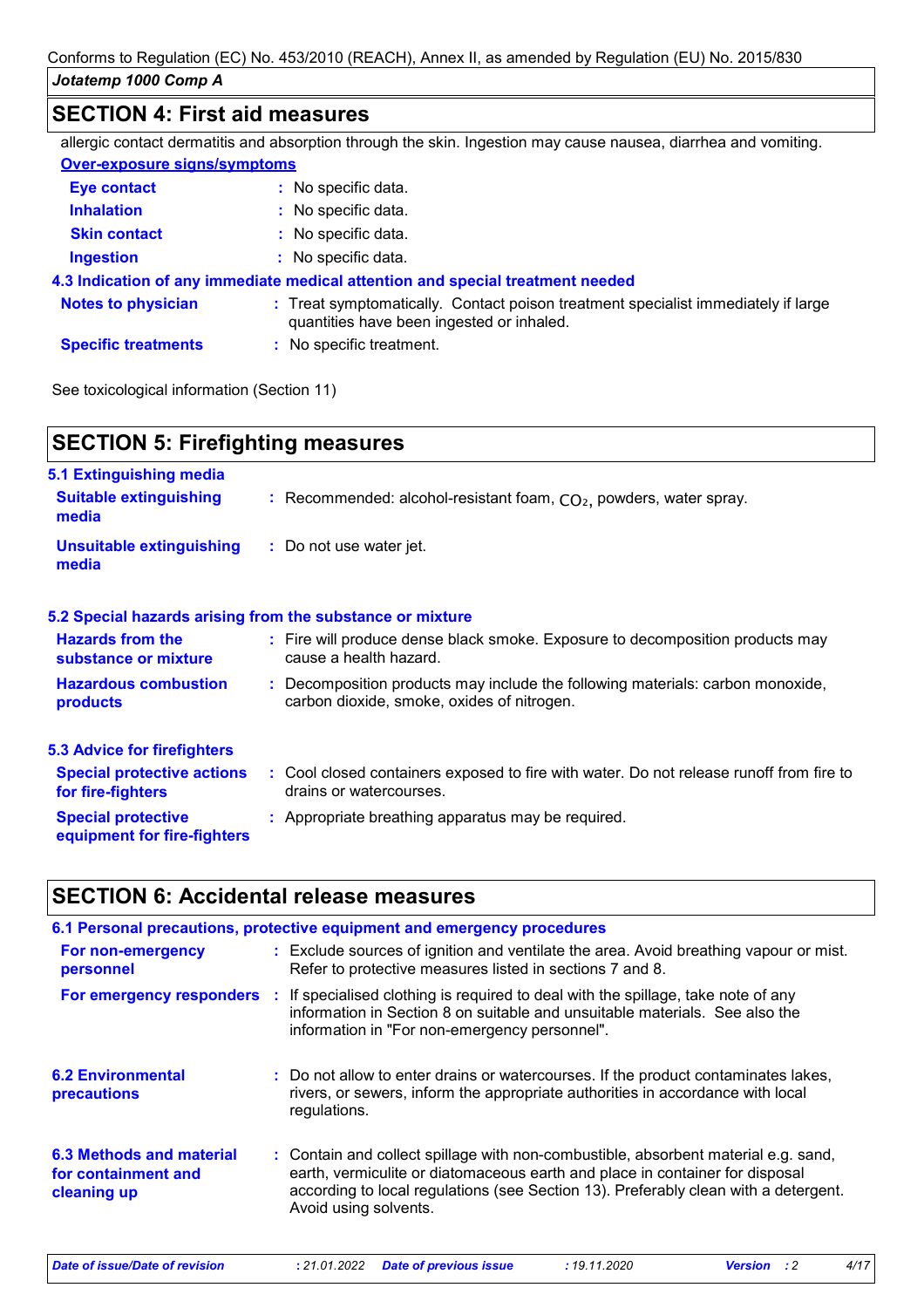## SECTION 4: First aid measures

allergic contact dermatitis and absorption through the skin. Ingestion may cause nausea, diarrhea and vomiting.

**Over-exposure signs/symptoms**

**Eye contact** : No specific data.

**Inhalation** : No specific data.

**Skin contact** : No specific data.

**Ingestion** : No specific data.

### 4.3 Indication of any immediate medical attention and special treatment needed

**Notes to physician** : Treat symptomatically. Contact poison treatment specialist immediately if large quantities have been ingested or inhaled.

**Specific treatments** : No specific treatment.

See toxicological information (Section 11)

## SECTION 5: Firefighting measures

### 5.1 Extinguishing media

**Suitable extinguishing media** : Recommended: alcohol-resistant foam, $CO_2$, powders, water spray.

**Unsuitable extinguishing media** : Do not use water jet.

### 5.2 Special hazards arising from the substance or mixture

**Hazards from the substance or mixture** : Fire will produce dense black smoke. Exposure to decomposition products may cause a health hazard.

**Hazardous combustion products** : Decomposition products may include the following materials: carbon monoxide, carbon dioxide, smoke, oxides of nitrogen.

### 5.3 Advice for firefighters

**Special protective actions for fire-fighters** : Cool closed containers exposed to fire with water. Do not release runoff from fire to drains or watercourses.

**Special protective equipment for fire-fighters** : Appropriate breathing apparatus may be required.

## SECTION 6: Accidental release measures

### 6.1 Personal precautions, protective equipment and emergency procedures

**For non-emergency personnel** : Exclude sources of ignition and ventilate the area. Avoid breathing vapour or mist. Refer to protective measures listed in sections 7 and 8.

**For emergency responders** : If specialised clothing is required to deal with the spillage, take note of any information in Section 8 on suitable and unsuitable materials. See also the information in "For non-emergency personnel".

**6.2 Environmental precautions** : Do not allow to enter drains or watercourses. If the product contaminates lakes, rivers, or sewers, inform the appropriate authorities in accordance with local regulations.

**6.3 Methods and material for containment and cleaning up** : Contain and collect spillage with non-combustible, absorbent material e.g. sand, earth, vermiculite or diatomaceous earth and place in container for disposal according to local regulations (see Section 13). Preferably clean with a detergent. Avoid using solvents.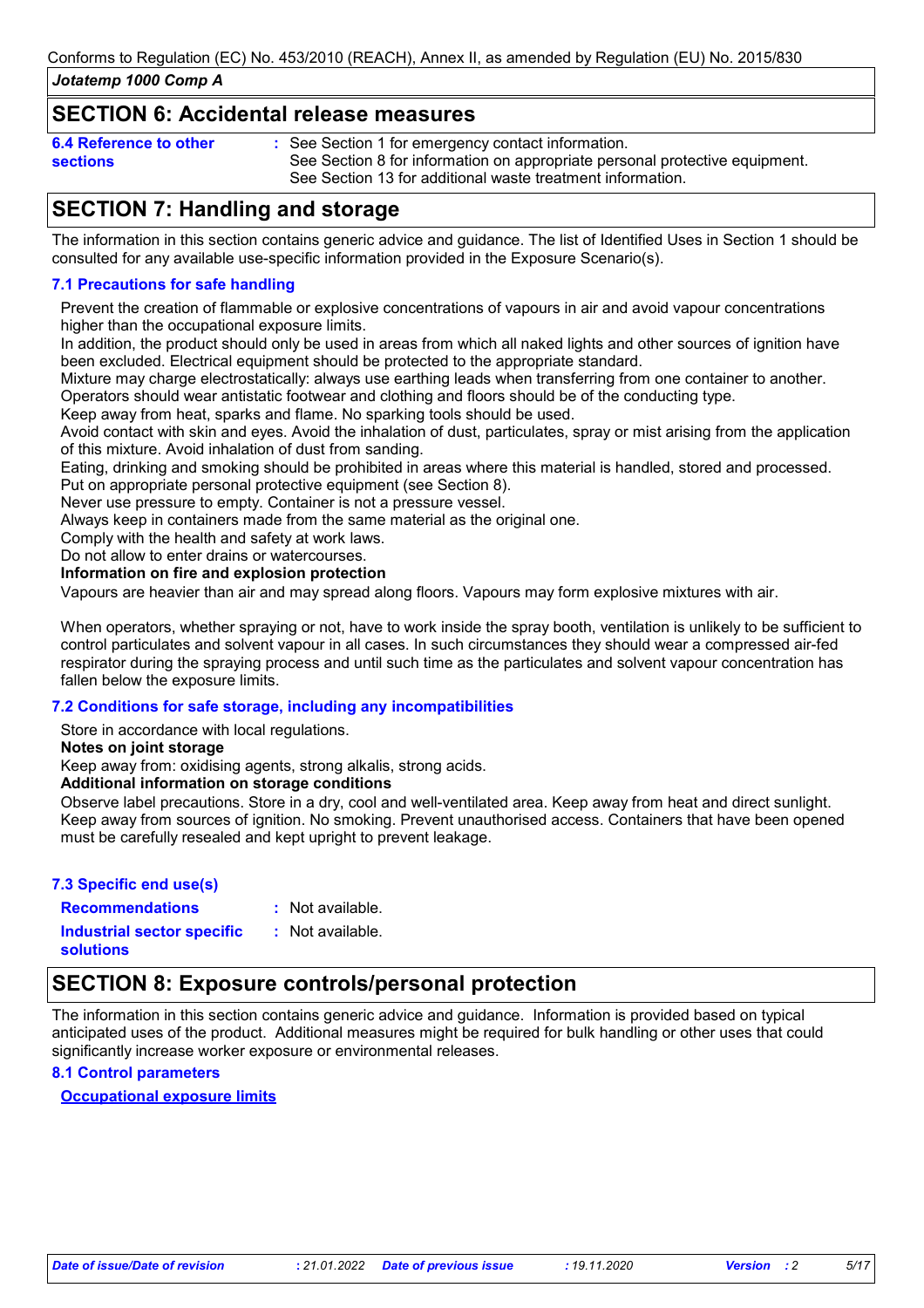## SECTION 6: Accidental release measures

**6.4 Reference to other sections** : See Section 1 for emergency contact information.
See Section 8 for information on appropriate personal protective equipment.
See Section 13 for additional waste treatment information.

## SECTION 7: Handling and storage

The information in this section contains generic advice and guidance. The list of Identified Uses in Section 1 should be consulted for any available use-specific information provided in the Exposure Scenario(s).

### 7.1 Precautions for safe handling

Prevent the creation of flammable or explosive concentrations of vapours in air and avoid vapour concentrations higher than the occupational exposure limits.
In addition, the product should only be used in areas from which all naked lights and other sources of ignition have been excluded. Electrical equipment should be protected to the appropriate standard.
Mixture may charge electrostatically: always use earthing leads when transferring from one container to another. Operators should wear antistatic footwear and clothing and floors should be of the conducting type.
Keep away from heat, sparks and flame. No sparking tools should be used.
Avoid contact with skin and eyes. Avoid the inhalation of dust, particulates, spray or mist arising from the application of this mixture. Avoid inhalation of dust from sanding.
Eating, drinking and smoking should be prohibited in areas where this material is handled, stored and processed.
Put on appropriate personal protective equipment (see Section 8).
Never use pressure to empty. Container is not a pressure vessel.
Always keep in containers made from the same material as the original one.
Comply with the health and safety at work laws.
Do not allow to enter drains or watercourses.

**Information on fire and explosion protection**

Vapours are heavier than air and may spread along floors. Vapours may form explosive mixtures with air.

When operators, whether spraying or not, have to work inside the spray booth, ventilation is unlikely to be sufficient to control particulates and solvent vapour in all cases. In such circumstances they should wear a compressed air-fed respirator during the spraying process and until such time as the particulates and solvent vapour concentration has fallen below the exposure limits.

### 7.2 Conditions for safe storage, including any incompatibilities

Store in accordance with local regulations.

**Notes on joint storage**

Keep away from: oxidising agents, strong alkalis, strong acids.

**Additional information on storage conditions**

Observe label precautions. Store in a dry, cool and well-ventilated area. Keep away from heat and direct sunlight. Keep away from sources of ignition. No smoking. Prevent unauthorised access. Containers that have been opened must be carefully resealed and kept upright to prevent leakage.

### 7.3 Specific end use(s)

**Recommendations** : Not available.

**Industrial sector specific solutions** : Not available.

## SECTION 8: Exposure controls/personal protection

The information in this section contains generic advice and guidance. Information is provided based on typical anticipated uses of the product. Additional measures might be required for bulk handling or other uses that could significantly increase worker exposure or environmental releases.

### 8.1 Control parameters

**Occupational exposure limits**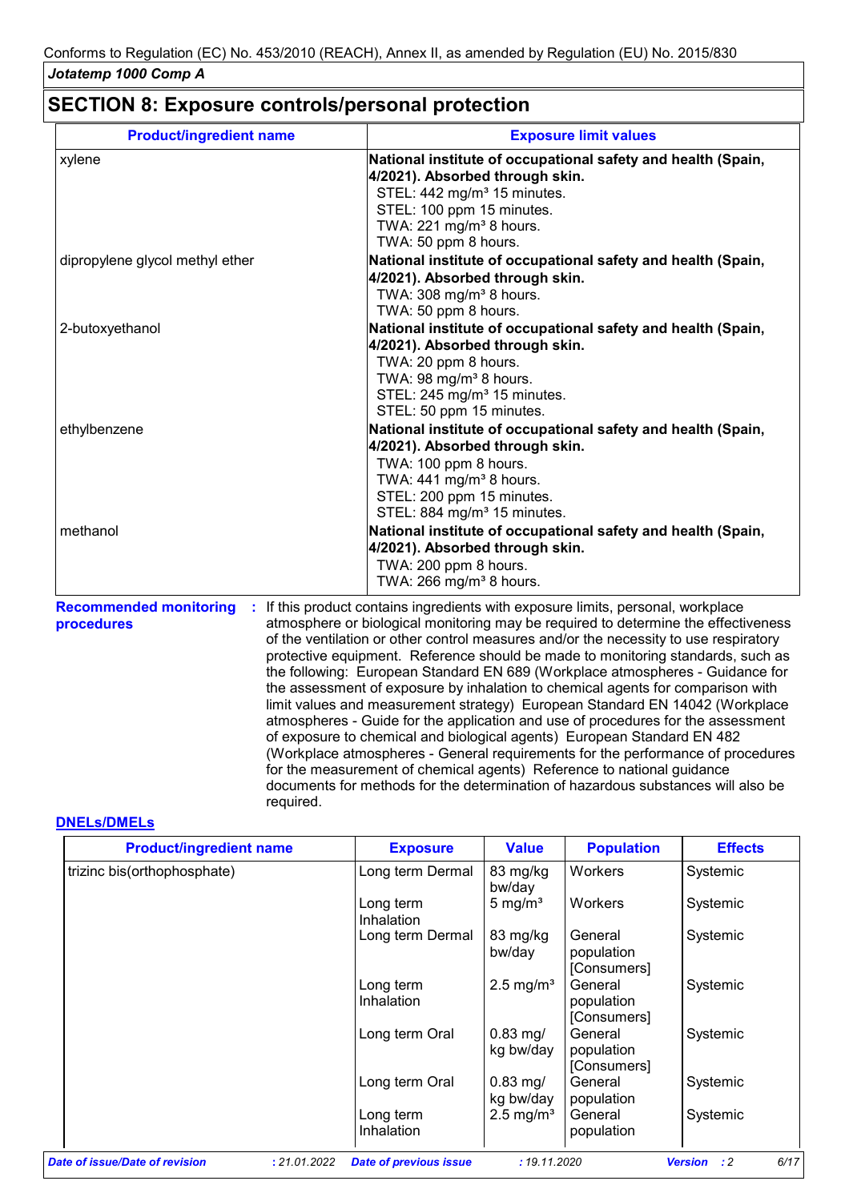## SECTION 8: Exposure controls/personal protection

| Product/ingredient name | Exposure limit values |
|---|---|
| xylene | **National institute of occupational safety and health (Spain, 4/2021). Absorbed through skin.**<br>STEL: 442 mg/m³ 15 minutes.<br>STEL: 100 ppm 15 minutes.<br>TWA: 221 mg/m³ 8 hours.<br>TWA: 50 ppm 8 hours. |
| dipropylene glycol methyl ether | **National institute of occupational safety and health (Spain, 4/2021). Absorbed through skin.**<br>TWA: 308 mg/m³ 8 hours.<br>TWA: 50 ppm 8 hours. |
| 2-butoxyethanol | **National institute of occupational safety and health (Spain, 4/2021). Absorbed through skin.**<br>TWA: 20 ppm 8 hours.<br>TWA: 98 mg/m³ 8 hours.<br>STEL: 245 mg/m³ 15 minutes.<br>STEL: 50 ppm 15 minutes. |
| ethylbenzene | **National institute of occupational safety and health (Spain, 4/2021). Absorbed through skin.**<br>TWA: 100 ppm 8 hours.<br>TWA: 441 mg/m³ 8 hours.<br>STEL: 200 ppm 15 minutes.<br>STEL: 884 mg/m³ 15 minutes. |
| methanol | **National institute of occupational safety and health (Spain, 4/2021). Absorbed through skin.**<br>TWA: 200 ppm 8 hours.<br>TWA: 266 mg/m³ 8 hours. |

**Recommended monitoring procedures** : If this product contains ingredients with exposure limits, personal, workplace atmosphere or biological monitoring may be required to determine the effectiveness of the ventilation or other control measures and/or the necessity to use respiratory protective equipment. Reference should be made to monitoring standards, such as the following: European Standard EN 689 (Workplace atmospheres - Guidance for the assessment of exposure by inhalation to chemical agents for comparison with limit values and measurement strategy) European Standard EN 14042 (Workplace atmospheres - Guide for the application and use of procedures for the assessment of exposure to chemical and biological agents) European Standard EN 482 (Workplace atmospheres - General requirements for the performance of procedures for the measurement of chemical agents) Reference to national guidance documents for methods for the determination of hazardous substances will also be required.

### DNELs/DMELs

| Product/ingredient name | Exposure | Value | Population | Effects |
|---|---|---|---|---|
| trizinc bis(orthophosphate) | Long term Dermal | 83 mg/kg bw/day | Workers | Systemic |
| | Long term Inhalation | 5 mg/m³ | Workers | Systemic |
| | Long term Dermal | 83 mg/kg bw/day | General population [Consumers] | Systemic |
| | Long term Inhalation | 2.5 mg/m³ | General population [Consumers] | Systemic |
| | Long term Oral | 0.83 mg/kg bw/day | General population [Consumers] | Systemic |
| | Long term Oral | 0.83 mg/kg bw/day | General population | Systemic |
| | Long term Inhalation | 2.5 mg/m³ | General population | Systemic |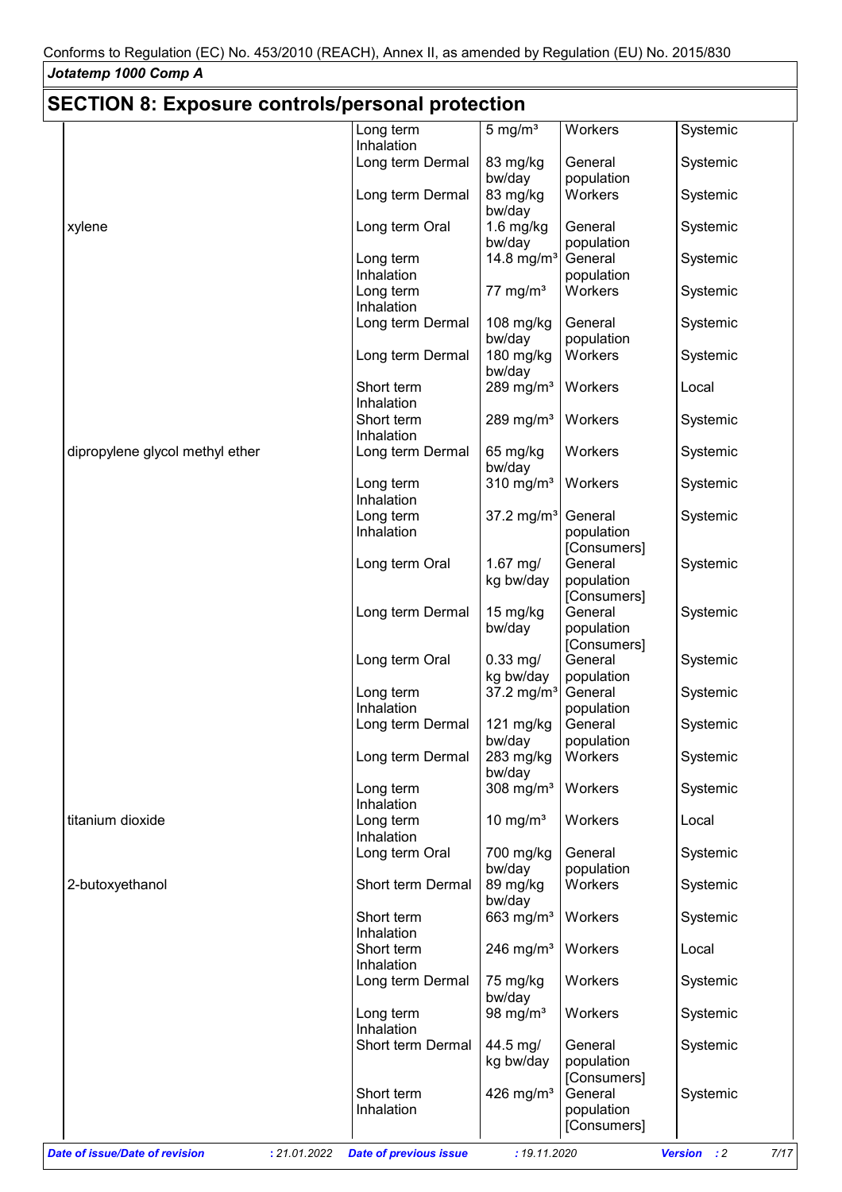Conforms to Regulation (EC) No. 453/2010 (REACH), Annex II, as amended by Regulation (EU) No. 2015/830

*Jotatemp 1000 Comp A*

## SECTION 8: Exposure controls/personal protection

| | | | | |
|---|---|---|---|---|
| | Long term Inhalation | 5 mg/m³ | Workers | Systemic |
| | Long term Dermal | 83 mg/kg bw/day | General population | Systemic |
| | Long term Dermal | 83 mg/kg bw/day | Workers | Systemic |
| xylene | Long term Oral | 1.6 mg/kg bw/day | General population | Systemic |
| | Long term Inhalation | 14.8 mg/m³ | General population | Systemic |
| | Long term Inhalation | 77 mg/m³ | Workers | Systemic |
| | Long term Dermal | 108 mg/kg bw/day | General population | Systemic |
| | Long term Dermal | 180 mg/kg bw/day | Workers | Systemic |
| | Short term Inhalation | 289 mg/m³ | Workers | Local |
| | Short term Inhalation | 289 mg/m³ | Workers | Systemic |
| dipropylene glycol methyl ether | Long term Dermal | 65 mg/kg bw/day | Workers | Systemic |
| | Long term Inhalation | 310 mg/m³ | Workers | Systemic |
| | Long term Inhalation | 37.2 mg/m³ | General population [Consumers] | Systemic |
| | Long term Oral | 1.67 mg/kg bw/day | General population [Consumers] | Systemic |
| | Long term Dermal | 15 mg/kg bw/day | General population [Consumers] | Systemic |
| | Long term Oral | 0.33 mg/kg bw/day | General population | Systemic |
| | Long term Inhalation | 37.2 mg/m³ | General population | Systemic |
| | Long term Dermal | 121 mg/kg bw/day | General population | Systemic |
| | Long term Dermal | 283 mg/kg bw/day | Workers | Systemic |
| | Long term Inhalation | 308 mg/m³ | Workers | Systemic |
| titanium dioxide | Long term Inhalation | 10 mg/m³ | Workers | Local |
| | Long term Oral | 700 mg/kg bw/day | General population | Systemic |
| 2-butoxyethanol | Short term Dermal | 89 mg/kg bw/day | Workers | Systemic |
| | Short term Inhalation | 663 mg/m³ | Workers | Systemic |
| | Short term Inhalation | 246 mg/m³ | Workers | Local |
| | Long term Dermal | 75 mg/kg bw/day | Workers | Systemic |
| | Long term Inhalation | 98 mg/m³ | Workers | Systemic |
| | Short term Dermal | 44.5 mg/kg bw/day | General population [Consumers] | Systemic |
| | Short term Inhalation | 426 mg/m³ | General population [Consumers] | Systemic |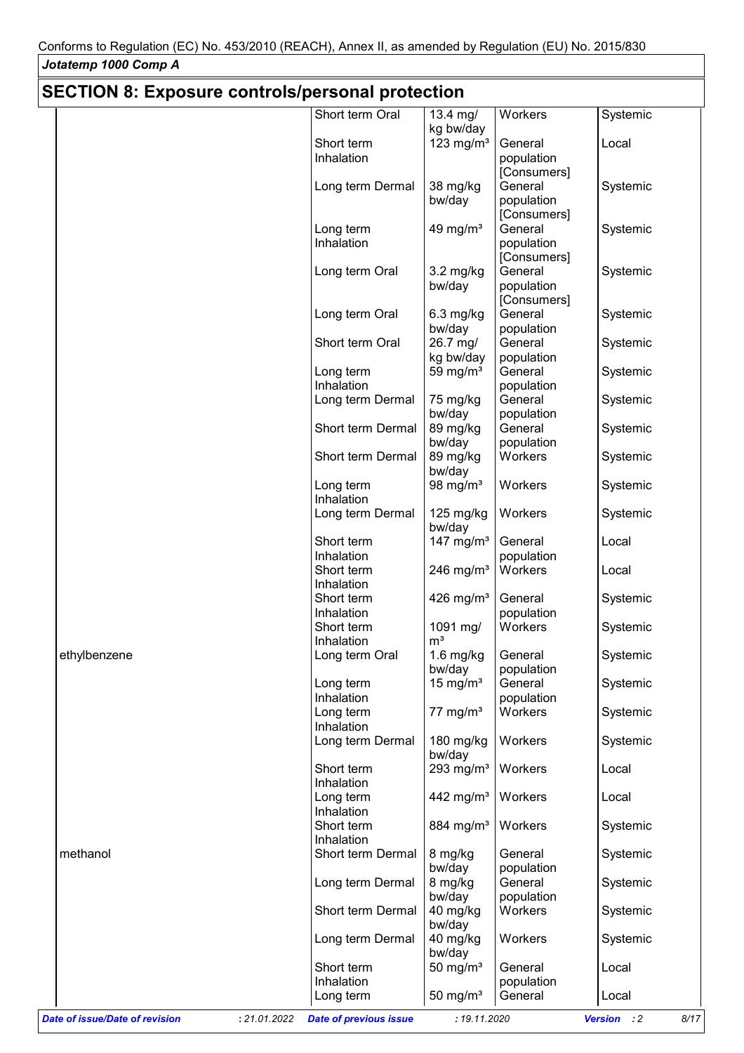## SECTION 8: Exposure controls/personal protection

| | | | | |
|---|---|---|---|---|
| | Short term Oral | 13.4 mg/kg bw/day | Workers | Systemic |
| | Short term Inhalation | 123 mg/m³ | General population [Consumers] | Local |
| | Long term Dermal | 38 mg/kg bw/day | General population [Consumers] | Systemic |
| | Long term Inhalation | 49 mg/m³ | General population [Consumers] | Systemic |
| | Long term Oral | 3.2 mg/kg bw/day | General population [Consumers] | Systemic |
| | Long term Oral | 6.3 mg/kg bw/day | General population | Systemic |
| | Short term Oral | 26.7 mg/kg bw/day | General population | Systemic |
| | Long term Inhalation | 59 mg/m³ | General population | Systemic |
| | Long term Dermal | 75 mg/kg bw/day | General population | Systemic |
| | Short term Dermal | 89 mg/kg bw/day | General population | Systemic |
| | Short term Dermal | 89 mg/kg bw/day | Workers | Systemic |
| | Long term Inhalation | 98 mg/m³ | Workers | Systemic |
| | Long term Dermal | 125 mg/kg bw/day | Workers | Systemic |
| | Short term Inhalation | 147 mg/m³ | General population | Local |
| | Short term Inhalation | 246 mg/m³ | Workers | Local |
| | Short term Inhalation | 426 mg/m³ | General population | Systemic |
| | Short term Inhalation | 1091 mg/m³ | Workers | Systemic |
| ethylbenzene | Long term Oral | 1.6 mg/kg bw/day | General population | Systemic |
| | Long term Inhalation | 15 mg/m³ | General population | Systemic |
| | Long term Inhalation | 77 mg/m³ | Workers | Systemic |
| | Long term Dermal | 180 mg/kg bw/day | Workers | Systemic |
| | Short term Inhalation | 293 mg/m³ | Workers | Local |
| | Long term Inhalation | 442 mg/m³ | Workers | Local |
| | Short term Inhalation | 884 mg/m³ | Workers | Systemic |
| methanol | Short term Dermal | 8 mg/kg bw/day | General population | Systemic |
| | Long term Dermal | 8 mg/kg bw/day | General population | Systemic |
| | Short term Dermal | 40 mg/kg bw/day | Workers | Systemic |
| | Long term Dermal | 40 mg/kg bw/day | Workers | Systemic |
| | Short term Inhalation | 50 mg/m³ | General population | Local |
| | Long term | 50 mg/m³ | General | Local |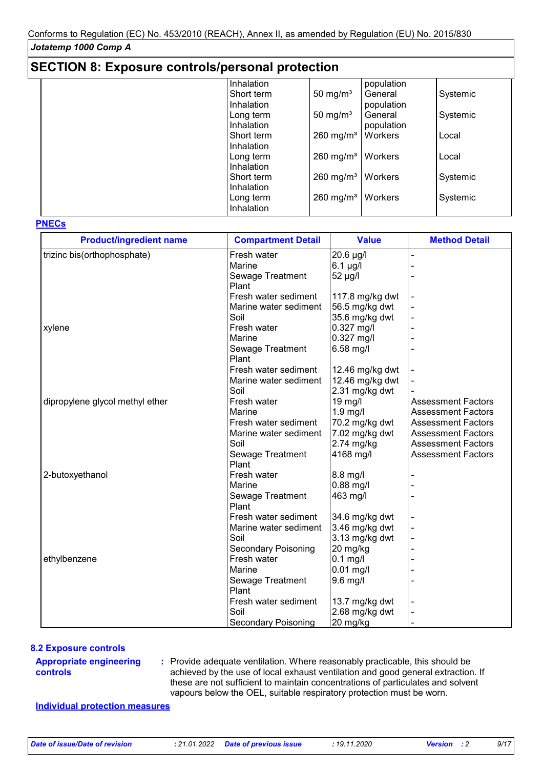## SECTION 8: Exposure controls/personal protection

| | | | | |
|---|---|---|---|---|
| | Inhalation | | population | |
| | Short term Inhalation | 50 mg/m³ | General population | Systemic |
| | Long term Inhalation | 50 mg/m³ | General population | Systemic |
| | Short term Inhalation | 260 mg/m³ | Workers | Local |
| | Long term Inhalation | 260 mg/m³ | Workers | Local |
| | Short term Inhalation | 260 mg/m³ | Workers | Systemic |
| | Long term Inhalation | 260 mg/m³ | Workers | Systemic |

**PNECs**

| Product/ingredient name | Compartment Detail | Value | Method Detail |
|---|---|---|---|
| trizinc bis(orthophosphate) | Fresh water | 20.6 µg/l | - |
| | Marine | 6.1 µg/l | - |
| | Sewage Treatment Plant | 52 µg/l | - |
| | Fresh water sediment | 117.8 mg/kg dwt | - |
| | Marine water sediment | 56.5 mg/kg dwt | - |
| | Soil | 35.6 mg/kg dwt | - |
| xylene | Fresh water | 0.327 mg/l | - |
| | Marine | 0.327 mg/l | - |
| | Sewage Treatment Plant | 6.58 mg/l | - |
| | Fresh water sediment | 12.46 mg/kg dwt | - |
| | Marine water sediment | 12.46 mg/kg dwt | - |
| | Soil | 2.31 mg/kg dwt | - |
| dipropylene glycol methyl ether | Fresh water | 19 mg/l | Assessment Factors |
| | Marine | 1.9 mg/l | Assessment Factors |
| | Fresh water sediment | 70.2 mg/kg dwt | Assessment Factors |
| | Marine water sediment | 7.02 mg/kg dwt | Assessment Factors |
| | Soil | 2.74 mg/kg | Assessment Factors |
| | Sewage Treatment Plant | 4168 mg/l | Assessment Factors |
| 2-butoxyethanol | Fresh water | 8.8 mg/l | - |
| | Marine | 0.88 mg/l | - |
| | Sewage Treatment Plant | 463 mg/l | - |
| | Fresh water sediment | 34.6 mg/kg dwt | - |
| | Marine water sediment | 3.46 mg/kg dwt | - |
| | Soil | 3.13 mg/kg dwt | - |
| | Secondary Poisoning | 20 mg/kg | - |
| ethylbenzene | Fresh water | 0.1 mg/l | - |
| | Marine | 0.01 mg/l | - |
| | Sewage Treatment Plant | 9.6 mg/l | - |
| | Fresh water sediment | 13.7 mg/kg dwt | - |
| | Soil | 2.68 mg/kg dwt | - |
| | Secondary Poisoning | 20 mg/kg | - |

### 8.2 Exposure controls

**Appropriate engineering controls** : Provide adequate ventilation. Where reasonably practicable, this should be achieved by the use of local exhaust ventilation and good general extraction. If these are not sufficient to maintain concentrations of particulates and solvent vapours below the OEL, suitable respiratory protection must be worn.

**Individual protection measures**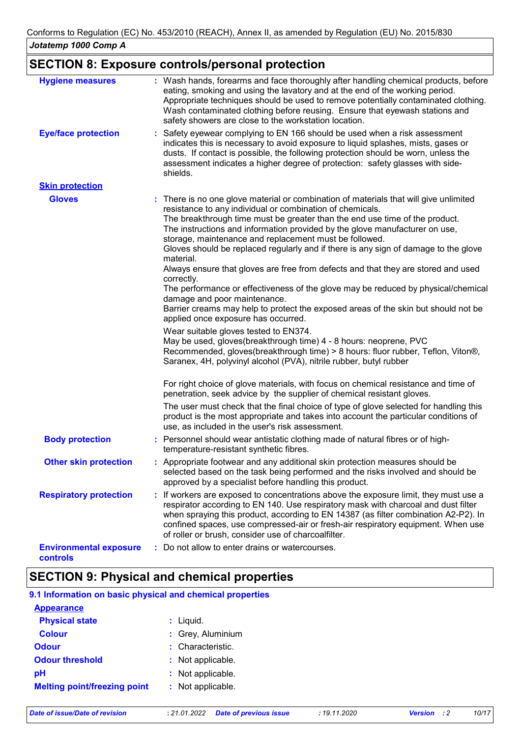## SECTION 8: Exposure controls/personal protection

**Hygiene measures** : Wash hands, forearms and face thoroughly after handling chemical products, before eating, smoking and using the lavatory and at the end of the working period. Appropriate techniques should be used to remove potentially contaminated clothing. Wash contaminated clothing before reusing. Ensure that eyewash stations and safety showers are close to the workstation location.

**Eye/face protection** : Safety eyewear complying to EN 166 should be used when a risk assessment indicates this is necessary to avoid exposure to liquid splashes, mists, gases or dusts. If contact is possible, the following protection should be worn, unless the assessment indicates a higher degree of protection: safety glasses with side-shields.

**Skin protection**

**Gloves** : There is no one glove material or combination of materials that will give unlimited resistance to any individual or combination of chemicals.
The breakthrough time must be greater than the end use time of the product.
The instructions and information provided by the glove manufacturer on use, storage, maintenance and replacement must be followed.
Gloves should be replaced regularly and if there is any sign of damage to the glove material.
Always ensure that gloves are free from defects and that they are stored and used correctly.
The performance or effectiveness of the glove may be reduced by physical/chemical damage and poor maintenance.
Barrier creams may help to protect the exposed areas of the skin but should not be applied once exposure has occurred.

Wear suitable gloves tested to EN374.
May be used, gloves(breakthrough time) 4 - 8 hours: neoprene, PVC
Recommended, gloves(breakthrough time) > 8 hours: fluor rubber, Teflon, Viton®, Saranex, 4H, polyvinyl alcohol (PVA), nitrile rubber, butyl rubber

For right choice of glove materials, with focus on chemical resistance and time of penetration, seek advice by the supplier of chemical resistant gloves.

The user must check that the final choice of type of glove selected for handling this product is the most appropriate and takes into account the particular conditions of use, as included in the user's risk assessment.

**Body protection** : Personnel should wear antistatic clothing made of natural fibres or of high-temperature-resistant synthetic fibres.

**Other skin protection** : Appropriate footwear and any additional skin protection measures should be selected based on the task being performed and the risks involved and should be approved by a specialist before handling this product.

**Respiratory protection** : If workers are exposed to concentrations above the exposure limit, they must use a respirator according to EN 140. Use respiratory mask with charcoal and dust filter when spraying this product, according to EN 14387 (as filter combination A2-P2). In confined spaces, use compressed-air or fresh-air respiratory equipment. When use of roller or brush, consider use of charcoalfilter.

**Environmental exposure controls** : Do not allow to enter drains or watercourses.

## SECTION 9: Physical and chemical properties

### 9.1 Information on basic physical and chemical properties

**Appearance**

**Physical state** : Liquid.

**Colour** : Grey, Aluminium

**Odour** : Characteristic.

**Odour threshold** : Not applicable.

**pH** : Not applicable.

**Melting point/freezing point** : Not applicable.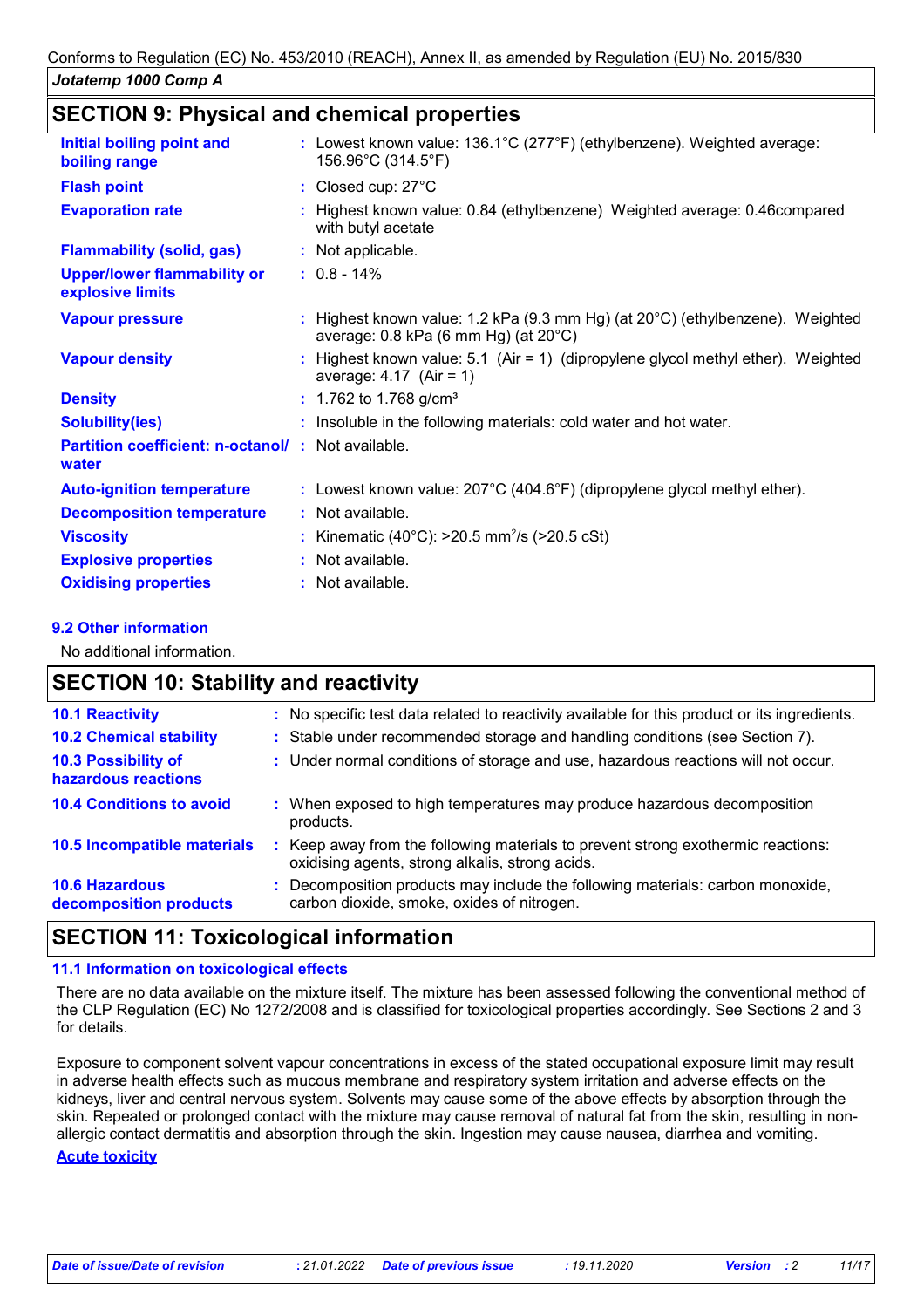## SECTION 9: Physical and chemical properties

| | |
|---|---|
| **Initial boiling point and boiling range** | : Lowest known value: 136.1°C (277°F) (ethylbenzene). Weighted average: 156.96°C (314.5°F) |
| **Flash point** | : Closed cup: 27°C |
| **Evaporation rate** | : Highest known value: 0.84 (ethylbenzene) Weighted average: 0.46compared with butyl acetate |
| **Flammability (solid, gas)** | : Not applicable. |
| **Upper/lower flammability or explosive limits** | : 0.8 - 14% |
| **Vapour pressure** | : Highest known value: 1.2 kPa (9.3 mm Hg) (at 20°C) (ethylbenzene). Weighted average: 0.8 kPa (6 mm Hg) (at 20°C) |
| **Vapour density** | : Highest known value: 5.1 (Air = 1) (dipropylene glycol methyl ether). Weighted average: 4.17 (Air = 1) |
| **Density** | : 1.762 to 1.768 g/cm³ |
| **Solubility(ies)** | : Insoluble in the following materials: cold water and hot water. |
| **Partition coefficient: n-octanol/ water** | : Not available. |
| **Auto-ignition temperature** | : Lowest known value: 207°C (404.6°F) (dipropylene glycol methyl ether). |
| **Decomposition temperature** | : Not available. |
| **Viscosity** | : Kinematic (40°C): >20.5 $mm^2$/s (>20.5 cSt) |
| **Explosive properties** | : Not available. |
| **Oxidising properties** | : Not available. |

### 9.2 Other information

No additional information.

## SECTION 10: Stability and reactivity

| | |
|---|---|
| **10.1 Reactivity** | : No specific test data related to reactivity available for this product or its ingredients. |
| **10.2 Chemical stability** | : Stable under recommended storage and handling conditions (see Section 7). |
| **10.3 Possibility of hazardous reactions** | : Under normal conditions of storage and use, hazardous reactions will not occur. |
| **10.4 Conditions to avoid** | : When exposed to high temperatures may produce hazardous decomposition products. |
| **10.5 Incompatible materials** | : Keep away from the following materials to prevent strong exothermic reactions: oxidising agents, strong alkalis, strong acids. |
| **10.6 Hazardous decomposition products** | : Decomposition products may include the following materials: carbon monoxide, carbon dioxide, smoke, oxides of nitrogen. |

## SECTION 11: Toxicological information

### 11.1 Information on toxicological effects

There are no data available on the mixture itself. The mixture has been assessed following the conventional method of the CLP Regulation (EC) No 1272/2008 and is classified for toxicological properties accordingly. See Sections 2 and 3 for details.

Exposure to component solvent vapour concentrations in excess of the stated occupational exposure limit may result in adverse health effects such as mucous membrane and respiratory system irritation and adverse effects on the kidneys, liver and central nervous system. Solvents may cause some of the above effects by absorption through the skin. Repeated or prolonged contact with the mixture may cause removal of natural fat from the skin, resulting in non-allergic contact dermatitis and absorption through the skin. Ingestion may cause nausea, diarrhea and vomiting.

**Acute toxicity**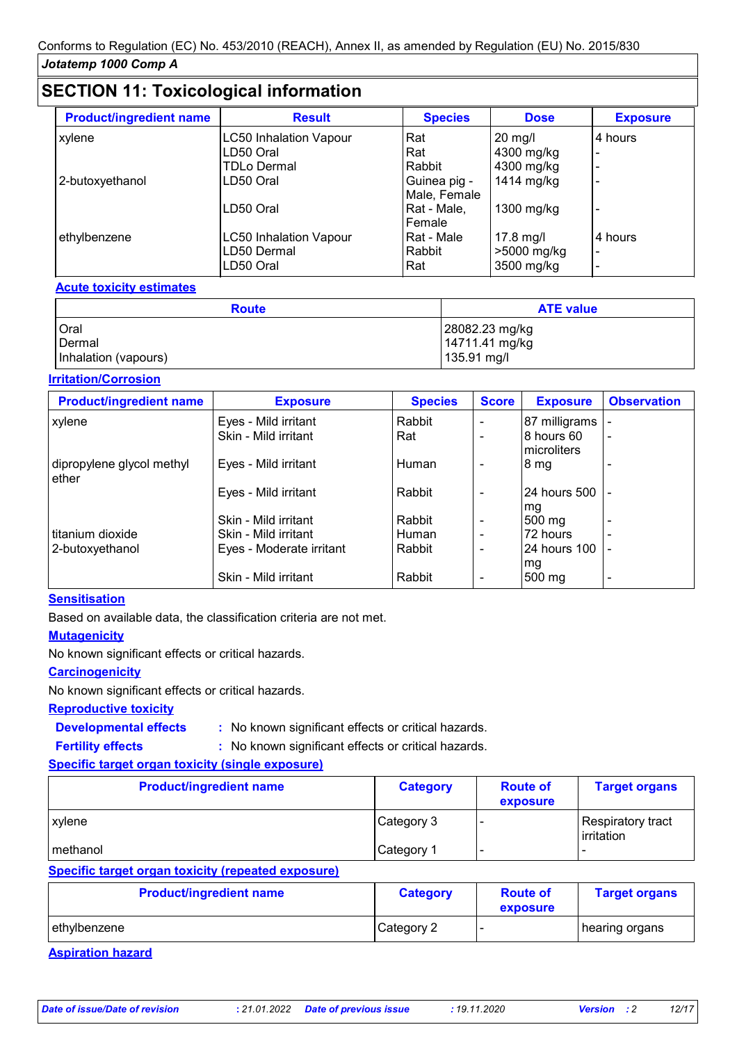## SECTION 11: Toxicological information

| Product/ingredient name | Result | Species | Dose | Exposure |
|---|---|---|---|---|
| xylene | LC50 Inhalation Vapour | Rat | 20 mg/l | 4 hours |
| | LD50 Oral | Rat | 4300 mg/kg | - |
| | TDLo Dermal | Rabbit | 4300 mg/kg | - |
| 2-butoxyethanol | LD50 Oral | Guinea pig - Male, Female | 1414 mg/kg | - |
| | LD50 Oral | Rat - Male, Female | 1300 mg/kg | - |
| ethylbenzene | LC50 Inhalation Vapour | Rat - Male | 17.8 mg/l | 4 hours |
| | LD50 Dermal | Rabbit | >5000 mg/kg | - |
| | LD50 Oral | Rat | 3500 mg/kg | - |

**Acute toxicity estimates**

| Route | ATE value |
|---|---|
| Oral | 28082.23 mg/kg |
| Dermal | 14711.41 mg/kg |
| Inhalation (vapours) | 135.91 mg/l |

**Irritation/Corrosion**

| Product/ingredient name | Exposure | Species | Score | Exposure | Observation |
|---|---|---|---|---|---|
| xylene | Eyes - Mild irritant | Rabbit | - | 87 milligrams | - |
| | Skin - Mild irritant | Rat | - | 8 hours 60 microliters | - |
| dipropylene glycol methyl ether | Eyes - Mild irritant | Human | - | 8 mg | - |
| | Eyes - Mild irritant | Rabbit | - | 24 hours 500 mg | - |
| | Skin - Mild irritant | Rabbit | - | 500 mg | - |
| titanium dioxide | Skin - Mild irritant | Human | - | 72 hours | - |
| 2-butoxyethanol | Eyes - Moderate irritant | Rabbit | - | 24 hours 100 mg | - |
| | Skin - Mild irritant | Rabbit | - | 500 mg | - |

**Sensitisation**

Based on available data, the classification criteria are not met.

**Mutagenicity**

No known significant effects or critical hazards.

**Carcinogenicity**

No known significant effects or critical hazards.

**Reproductive toxicity**

**Developmental effects** : No known significant effects or critical hazards.

**Fertility effects** : No known significant effects or critical hazards.

**Specific target organ toxicity (single exposure)**

| Product/ingredient name | Category | Route of exposure | Target organs |
|---|---|---|---|
| xylene | Category 3 | - | Respiratory tract irritation |
| methanol | Category 1 | - | - |

**Specific target organ toxicity (repeated exposure)**

| Product/ingredient name | Category | Route of exposure | Target organs |
|---|---|---|---|
| ethylbenzene | Category 2 | - | hearing organs |

**Aspiration hazard**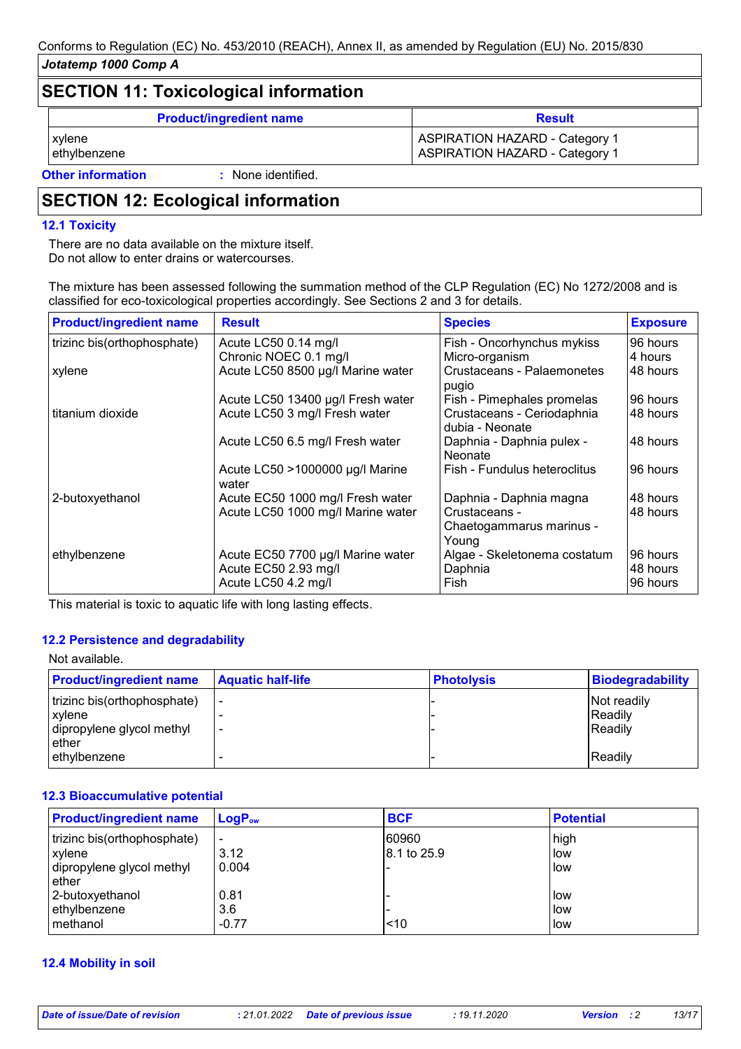## SECTION 11: Toxicological information

| Product/ingredient name | Result |
|---|---|
| xylene | ASPIRATION HAZARD - Category 1 |
| ethylbenzene | ASPIRATION HAZARD - Category 1 |

**Other information** : None identified.

## SECTION 12: Ecological information

### 12.1 Toxicity

There are no data available on the mixture itself.
Do not allow to enter drains or watercourses.

The mixture has been assessed following the summation method of the CLP Regulation (EC) No 1272/2008 and is classified for eco-toxicological properties accordingly. See Sections 2 and 3 for details.

| Product/ingredient name | Result | Species | Exposure |
|---|---|---|---|
| trizinc bis(orthophosphate) | Acute LC50 0.14 mg/l | Fish - Oncorhynchus mykiss | 96 hours |
| | Chronic NOEC 0.1 mg/l | Micro-organism | 4 hours |
| xylene | Acute LC50 8500 µg/l Marine water | Crustaceans - Palaemonetes pugio | 48 hours |
| | Acute LC50 13400 µg/l Fresh water | Fish - Pimephales promelas | 96 hours |
| titanium dioxide | Acute LC50 3 mg/l Fresh water | Crustaceans - Ceriodaphnia dubia - Neonate | 48 hours |
| | Acute LC50 6.5 mg/l Fresh water | Daphnia - Daphnia pulex - Neonate | 48 hours |
| | Acute LC50 >1000000 µg/l Marine water | Fish - Fundulus heteroclitus | 96 hours |
| 2-butoxyethanol | Acute EC50 1000 mg/l Fresh water | Daphnia - Daphnia magna | 48 hours |
| | Acute LC50 1000 mg/l Marine water | Crustaceans - Chaetogammarus marinus - Young | 48 hours |
| ethylbenzene | Acute EC50 7700 µg/l Marine water | Algae - Skeletonema costatum | 96 hours |
| | Acute EC50 2.93 mg/l | Daphnia | 48 hours |
| | Acute LC50 4.2 mg/l | Fish | 96 hours |

This material is toxic to aquatic life with long lasting effects.

### 12.2 Persistence and degradability

Not available.

| Product/ingredient name | Aquatic half-life | Photolysis | Biodegradability |
|---|---|---|---|
| trizinc bis(orthophosphate) | - | - | Not readily |
| xylene | - | - | Readily |
| dipropylene glycol methyl ether | - | - | Readily |
| ethylbenzene | - | - | Readily |

### 12.3 Bioaccumulative potential

| Product/ingredient name | $LogP_{ow}$ | BCF | Potential |
|---|---|---|---|
| trizinc bis(orthophosphate) | - | 60960 | high |
| xylene | 3.12 | 8.1 to 25.9 | low |
| dipropylene glycol methyl ether | 0.004 | - | low |
| 2-butoxyethanol | 0.81 | - | low |
| ethylbenzene | 3.6 | - | low |
| methanol | -0.77 | <10 | low |

### 12.4 Mobility in soil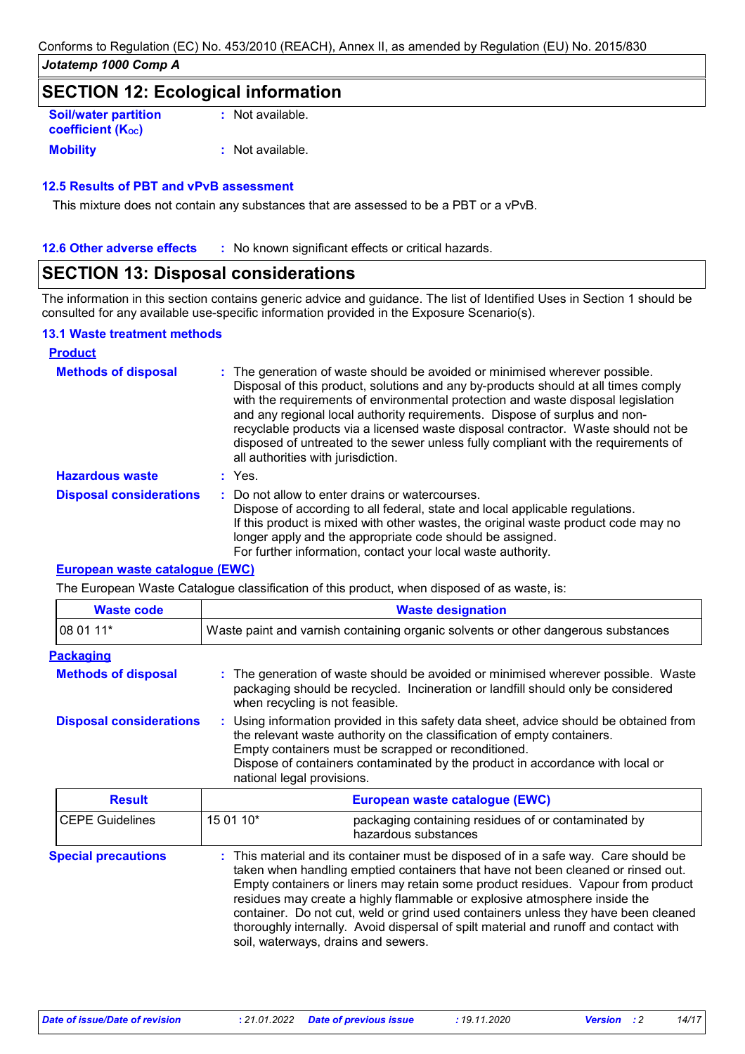## SECTION 12: Ecological information

| | | |
|---|---|---|
| **Soil/water partition coefficient ($K_{OC}$)** | : | Not available. |
| **Mobility** | : | Not available. |

### 12.5 Results of PBT and vPvB assessment

This mixture does not contain any substances that are assessed to be a PBT or a vPvB.

**12.6 Other adverse effects** : No known significant effects or critical hazards.

## SECTION 13: Disposal considerations

The information in this section contains generic advice and guidance. The list of Identified Uses in Section 1 should be consulted for any available use-specific information provided in the Exposure Scenario(s).

### 13.1 Waste treatment methods

**Product**

**Methods of disposal** : The generation of waste should be avoided or minimised wherever possible. Disposal of this product, solutions and any by-products should at all times comply with the requirements of environmental protection and waste disposal legislation and any regional local authority requirements. Dispose of surplus and non-recyclable products via a licensed waste disposal contractor. Waste should not be disposed of untreated to the sewer unless fully compliant with the requirements of all authorities with jurisdiction.

**Hazardous waste** : Yes.

**Disposal considerations** : Do not allow to enter drains or watercourses.
Dispose of according to all federal, state and local applicable regulations.
If this product is mixed with other wastes, the original waste product code may no longer apply and the appropriate code should be assigned.
For further information, contact your local waste authority.

**European waste catalogue (EWC)**

The European Waste Catalogue classification of this product, when disposed of as waste, is:

| Waste code | Waste designation |
|---|---|
| 08 01 11* | Waste paint and varnish containing organic solvents or other dangerous substances |

**Packaging**

**Methods of disposal** : The generation of waste should be avoided or minimised wherever possible. Waste packaging should be recycled. Incineration or landfill should only be considered when recycling is not feasible.

**Disposal considerations** : Using information provided in this safety data sheet, advice should be obtained from the relevant waste authority on the classification of empty containers.
Empty containers must be scrapped or reconditioned.
Dispose of containers contaminated by the product in accordance with local or national legal provisions.

| Result | European waste catalogue (EWC) | |
|---|---|---|
| CEPE Guidelines | 15 01 10* | packaging containing residues of or contaminated by hazardous substances |

**Special precautions** : This material and its container must be disposed of in a safe way. Care should be taken when handling emptied containers that have not been cleaned or rinsed out. Empty containers or liners may retain some product residues. Vapour from product residues may create a highly flammable or explosive atmosphere inside the container. Do not cut, weld or grind used containers unless they have been cleaned thoroughly internally. Avoid dispersal of spilt material and runoff and contact with soil, waterways, drains and sewers.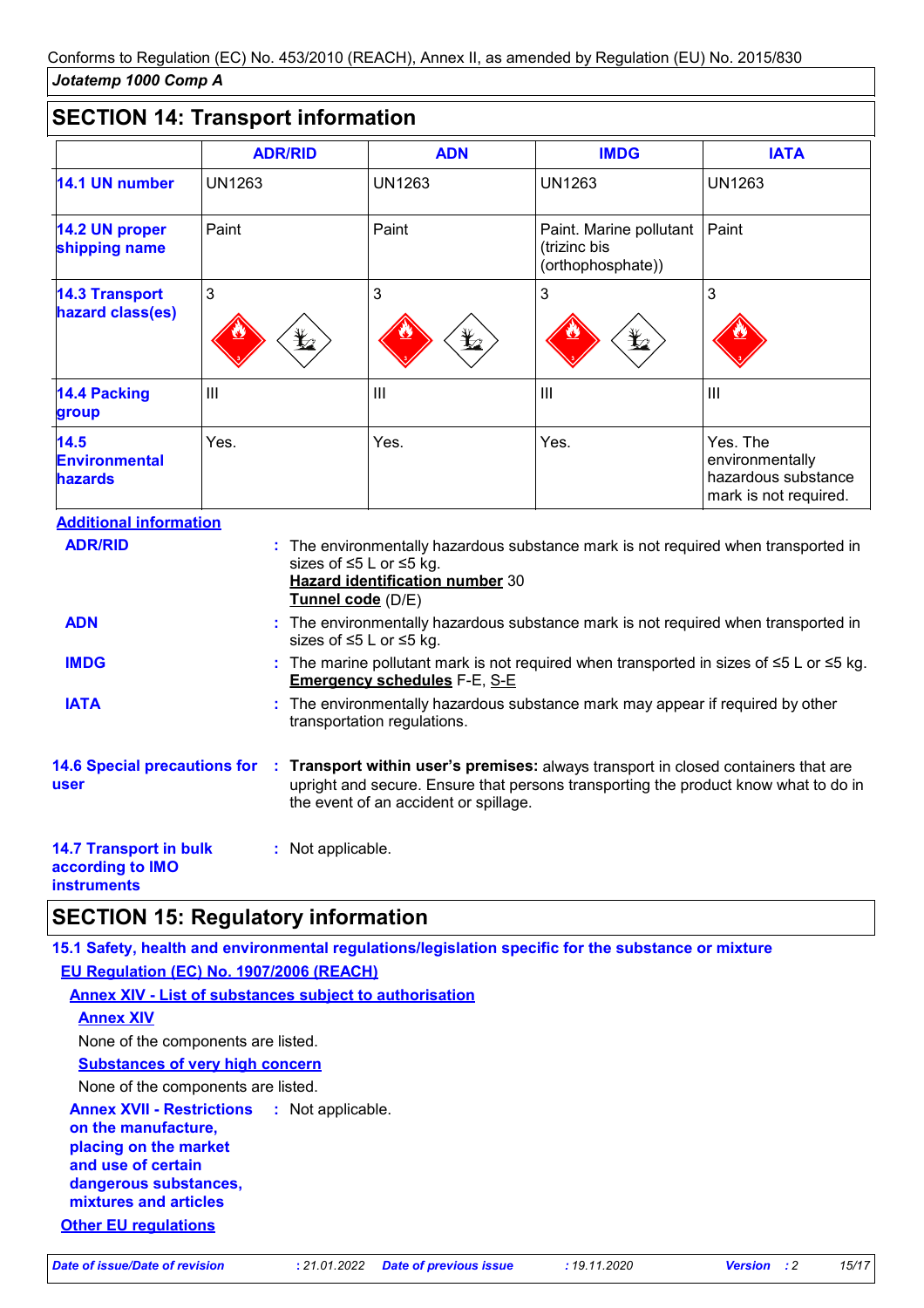Conforms to Regulation (EC) No. 453/2010 (REACH), Annex II, as amended by Regulation (EU) No. 2015/830

***Jotatemp 1000 Comp A***

## SECTION 14: Transport information

| | ADR/RID | ADN | IMDG | IATA |
|---|---|---|---|---|
| **14.1 UN number** | UN1263 | UN1263 | UN1263 | UN1263 |
| **14.2 UN proper shipping name** | Paint | Paint | Paint. Marine pollutant (trizinc bis (orthophosphate)) | Paint |
| **14.3 Transport hazard class(es)** | 3 | 3 | 3 | 3 |
| **14.4 Packing group** | III | III | III | III |
| **14.5 Environmental hazards** | Yes. | Yes. | Yes. | Yes. The environmentally hazardous substance mark is not required. |

**Additional information**

**ADR/RID** : The environmentally hazardous substance mark is not required when transported in sizes of ≤5 L or ≤5 kg.
**Hazard identification number** 30
**Tunnel code** (D/E)

**ADN** : The environmentally hazardous substance mark is not required when transported in sizes of ≤5 L or ≤5 kg.

**IMDG** : The marine pollutant mark is not required when transported in sizes of ≤5 L or ≤5 kg.
**Emergency schedules** F-E, S-E

**IATA** : The environmentally hazardous substance mark may appear if required by other transportation regulations.

**14.6 Special precautions for user** : **Transport within user's premises:** always transport in closed containers that are upright and secure. Ensure that persons transporting the product know what to do in the event of an accident or spillage.

**14.7 Transport in bulk according to IMO instruments** : Not applicable.

## SECTION 15: Regulatory information

**15.1 Safety, health and environmental regulations/legislation specific for the substance or mixture**

**EU Regulation (EC) No. 1907/2006 (REACH)**

**Annex XIV - List of substances subject to authorisation**

**Annex XIV**

None of the components are listed.

**Substances of very high concern**

None of the components are listed.

**Annex XVII - Restrictions on the manufacture, placing on the market and use of certain dangerous substances, mixtures and articles** : Not applicable.

**Other EU regulations**

*Date of issue/Date of revision : 21.01.2022 Date of previous issue : 19.11.2020 Version : 2*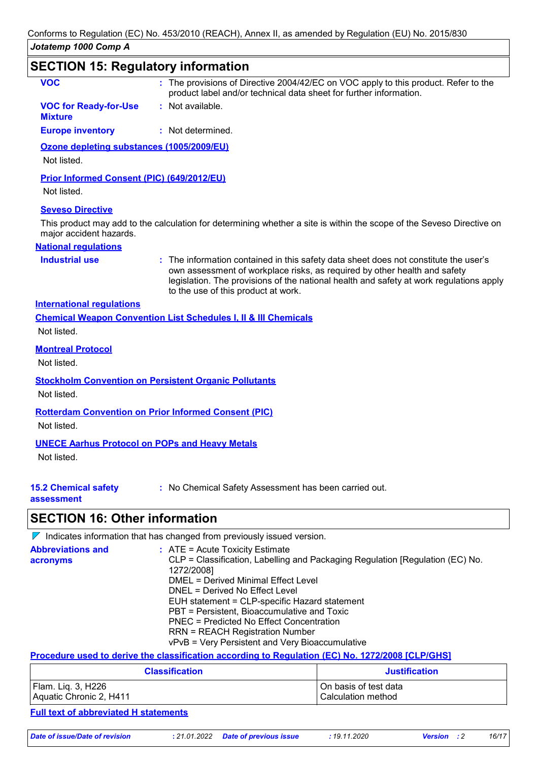Conforms to Regulation (EC) No. 453/2010 (REACH), Annex II, as amended by Regulation (EU) No. 2015/830

*Jotatemp 1000 Comp A*

## SECTION 15: Regulatory information

**VOC** : The provisions of Directive 2004/42/EC on VOC apply to this product. Refer to the product label and/or technical data sheet for further information.

**VOC for Ready-for-Use Mixture** : Not available.

**Europe inventory** : Not determined.

**Ozone depleting substances (1005/2009/EU)**

Not listed.

**Prior Informed Consent (PIC) (649/2012/EU)**

Not listed.

**Seveso Directive**

This product may add to the calculation for determining whether a site is within the scope of the Seveso Directive on major accident hazards.

**National regulations**

**Industrial use** : The information contained in this safety data sheet does not constitute the user's own assessment of workplace risks, as required by other health and safety legislation. The provisions of the national health and safety at work regulations apply to the use of this product at work.

**International regulations**

**Chemical Weapon Convention List Schedules I, II & III Chemicals**

Not listed.

**Montreal Protocol**

Not listed.

**Stockholm Convention on Persistent Organic Pollutants**

Not listed.

**Rotterdam Convention on Prior Informed Consent (PIC)**

Not listed.

**UNECE Aarhus Protocol on POPs and Heavy Metals**

Not listed.

**15.2 Chemical safety assessment** : No Chemical Safety Assessment has been carried out.

## SECTION 16: Other information

Indicates information that has changed from previously issued version.

**Abbreviations and acronyms** :
ATE = Acute Toxicity Estimate
CLP = Classification, Labelling and Packaging Regulation [Regulation (EC) No. 1272/2008]
DMEL = Derived Minimal Effect Level
DNEL = Derived No Effect Level
EUH statement = CLP-specific Hazard statement
PBT = Persistent, Bioaccumulative and Toxic
PNEC = Predicted No Effect Concentration
RRN = REACH Registration Number
vPvB = Very Persistent and Very Bioaccumulative

**Procedure used to derive the classification according to Regulation (EC) No. 1272/2008 [CLP/GHS]**

| Classification | Justification |
|---|---|
| Flam. Liq. 3, H226<br>Aquatic Chronic 2, H411 | On basis of test data<br>Calculation method |

**Full text of abbreviated H statements**

*Date of issue/Date of revision* : 21.01.2022 *Date of previous issue* : 19.11.2020 *Version* : 2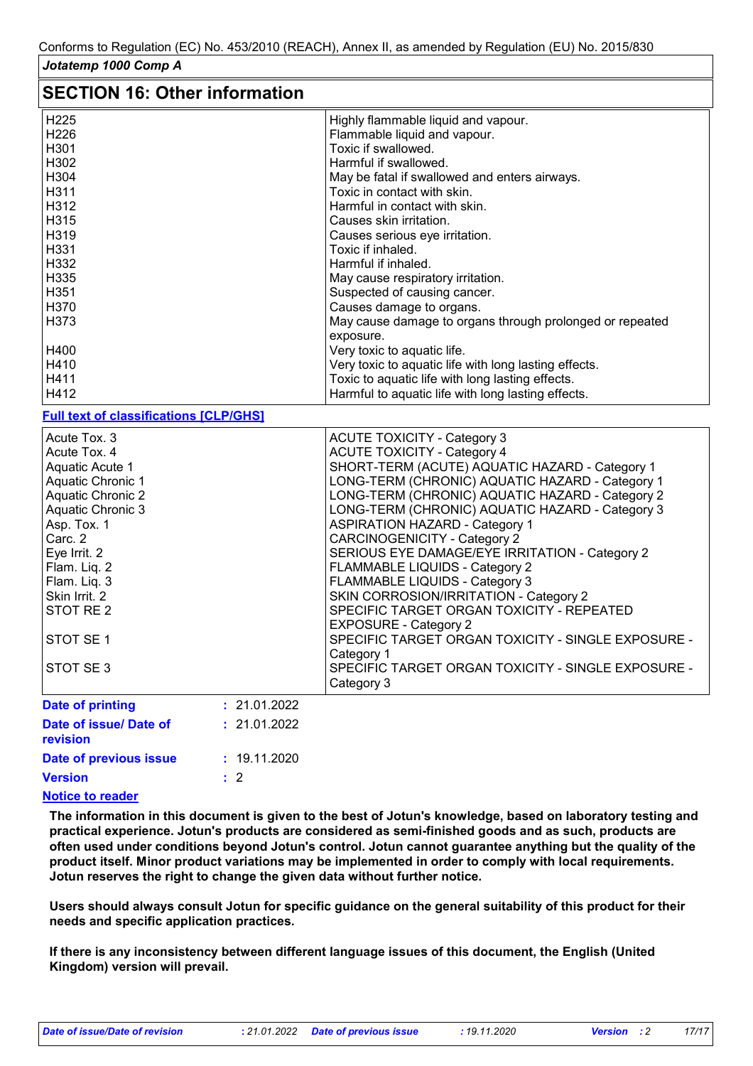## SECTION 16: Other information

| | |
|---|---|
| H225 | Highly flammable liquid and vapour. |
| H226 | Flammable liquid and vapour. |
| H301 | Toxic if swallowed. |
| H302 | Harmful if swallowed. |
| H304 | May be fatal if swallowed and enters airways. |
| H311 | Toxic in contact with skin. |
| H312 | Harmful in contact with skin. |
| H315 | Causes skin irritation. |
| H319 | Causes serious eye irritation. |
| H331 | Toxic if inhaled. |
| H332 | Harmful if inhaled. |
| H335 | May cause respiratory irritation. |
| H351 | Suspected of causing cancer. |
| H370 | Causes damage to organs. |
| H373 | May cause damage to organs through prolonged or repeated exposure. |
| H400 | Very toxic to aquatic life. |
| H410 | Very toxic to aquatic life with long lasting effects. |
| H411 | Toxic to aquatic life with long lasting effects. |
| H412 | Harmful to aquatic life with long lasting effects. |

**Full text of classifications [CLP/GHS]**

| | |
|---|---|
| Acute Tox. 3 | ACUTE TOXICITY - Category 3 |
| Acute Tox. 4 | ACUTE TOXICITY - Category 4 |
| Aquatic Acute 1 | SHORT-TERM (ACUTE) AQUATIC HAZARD - Category 1 |
| Aquatic Chronic 1 | LONG-TERM (CHRONIC) AQUATIC HAZARD - Category 1 |
| Aquatic Chronic 2 | LONG-TERM (CHRONIC) AQUATIC HAZARD - Category 2 |
| Aquatic Chronic 3 | LONG-TERM (CHRONIC) AQUATIC HAZARD - Category 3 |
| Asp. Tox. 1 | ASPIRATION HAZARD - Category 1 |
| Carc. 2 | CARCINOGENICITY - Category 2 |
| Eye Irrit. 2 | SERIOUS EYE DAMAGE/EYE IRRITATION - Category 2 |
| Flam. Liq. 2 | FLAMMABLE LIQUIDS - Category 2 |
| Flam. Liq. 3 | FLAMMABLE LIQUIDS - Category 3 |
| Skin Irrit. 2 | SKIN CORROSION/IRRITATION - Category 2 |
| STOT RE 2 | SPECIFIC TARGET ORGAN TOXICITY - REPEATED EXPOSURE - Category 2 |
| STOT SE 1 | SPECIFIC TARGET ORGAN TOXICITY - SINGLE EXPOSURE - Category 1 |
| STOT SE 3 | SPECIFIC TARGET ORGAN TOXICITY - SINGLE EXPOSURE - Category 3 |

**Date of printing** : 21.01.2022

**Date of issue/ Date of revision** : 21.01.2022

**Date of previous issue** : 19.11.2020

**Version** : 2

**Notice to reader**

**The information in this document is given to the best of Jotun's knowledge, based on laboratory testing and practical experience. Jotun's products are considered as semi-finished goods and as such, products are often used under conditions beyond Jotun's control. Jotun cannot guarantee anything but the quality of the product itself. Minor product variations may be implemented in order to comply with local requirements. Jotun reserves the right to change the given data without further notice.**

**Users should always consult Jotun for specific guidance on the general suitability of this product for their needs and specific application practices.**

**If there is any inconsistency between different language issues of this document, the English (United Kingdom) version will prevail.**